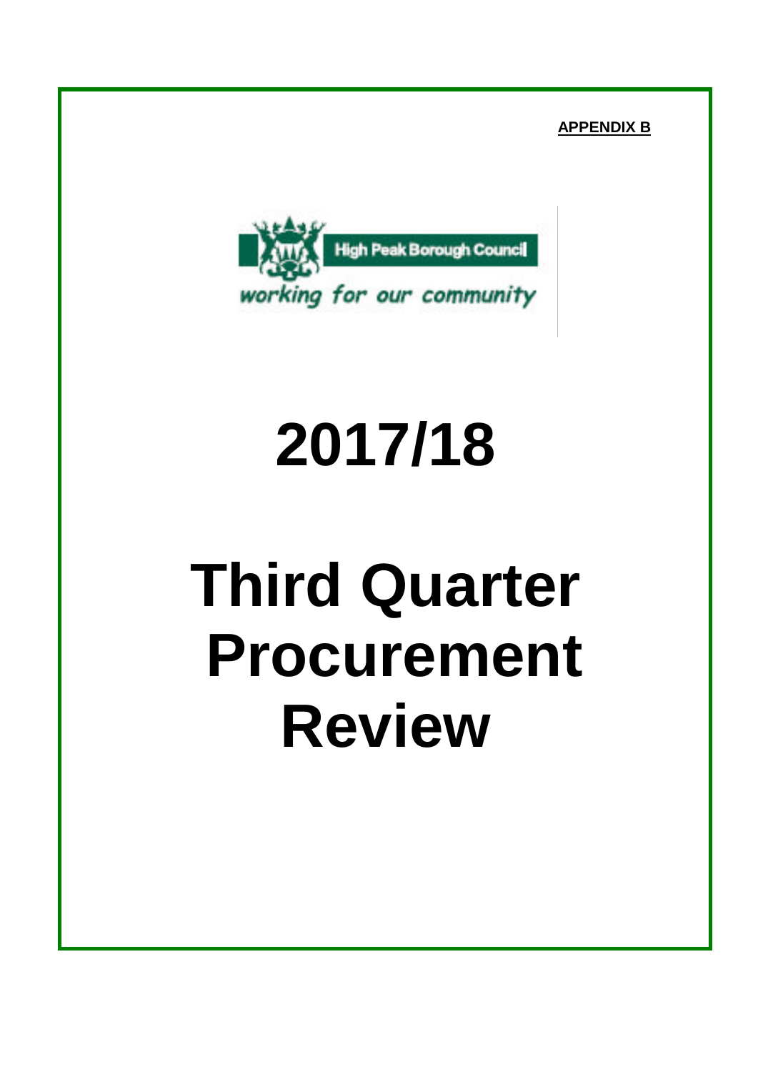**APPENDIX B**

High Peak Borough Council

*working for our community*

# 2017/18

# Third Quarter Procurement Review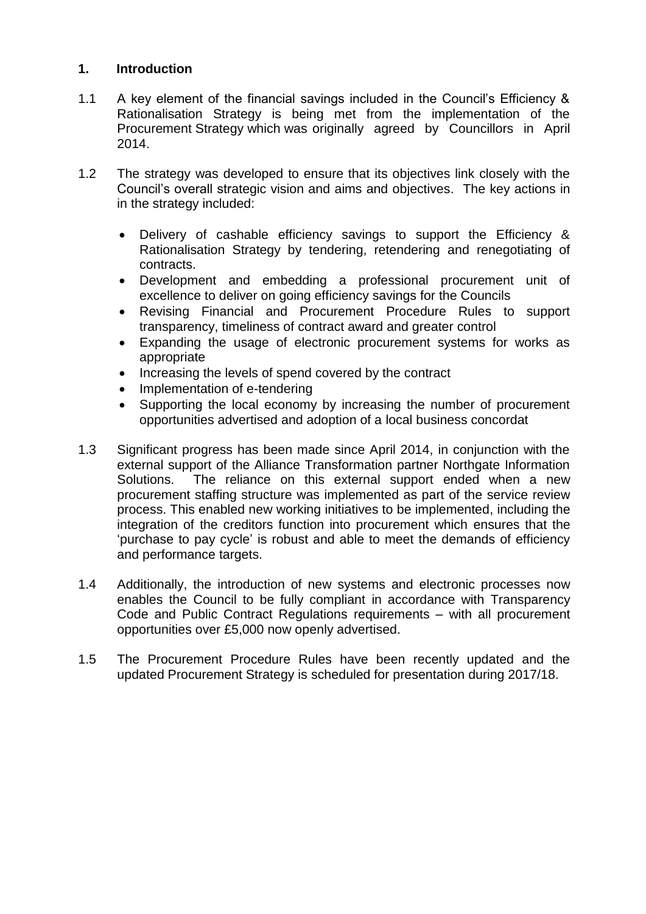## 1. Introduction

1.1 A key element of the financial savings included in the Council's Efficiency & Rationalisation Strategy is being met from the implementation of the Procurement Strategy which was originally agreed by Councillors in April 2014.

1.2 The strategy was developed to ensure that its objectives link closely with the Council's overall strategic vision and aims and objectives. The key actions in in the strategy included:

- Delivery of cashable efficiency savings to support the Efficiency & Rationalisation Strategy by tendering, retendering and renegotiating of contracts.
- Development and embedding a professional procurement unit of excellence to deliver on going efficiency savings for the Councils
- Revising Financial and Procurement Procedure Rules to support transparency, timeliness of contract award and greater control
- Expanding the usage of electronic procurement systems for works as appropriate
- Increasing the levels of spend covered by the contract
- Implementation of e-tendering
- Supporting the local economy by increasing the number of procurement opportunities advertised and adoption of a local business concordat

1.3 Significant progress has been made since April 2014, in conjunction with the external support of the Alliance Transformation partner Northgate Information Solutions. The reliance on this external support ended when a new procurement staffing structure was implemented as part of the service review process. This enabled new working initiatives to be implemented, including the integration of the creditors function into procurement which ensures that the 'purchase to pay cycle' is robust and able to meet the demands of efficiency and performance targets.

1.4 Additionally, the introduction of new systems and electronic processes now enables the Council to be fully compliant in accordance with Transparency Code and Public Contract Regulations requirements – with all procurement opportunities over £5,000 now openly advertised.

1.5 The Procurement Procedure Rules have been recently updated and the updated Procurement Strategy is scheduled for presentation during 2017/18.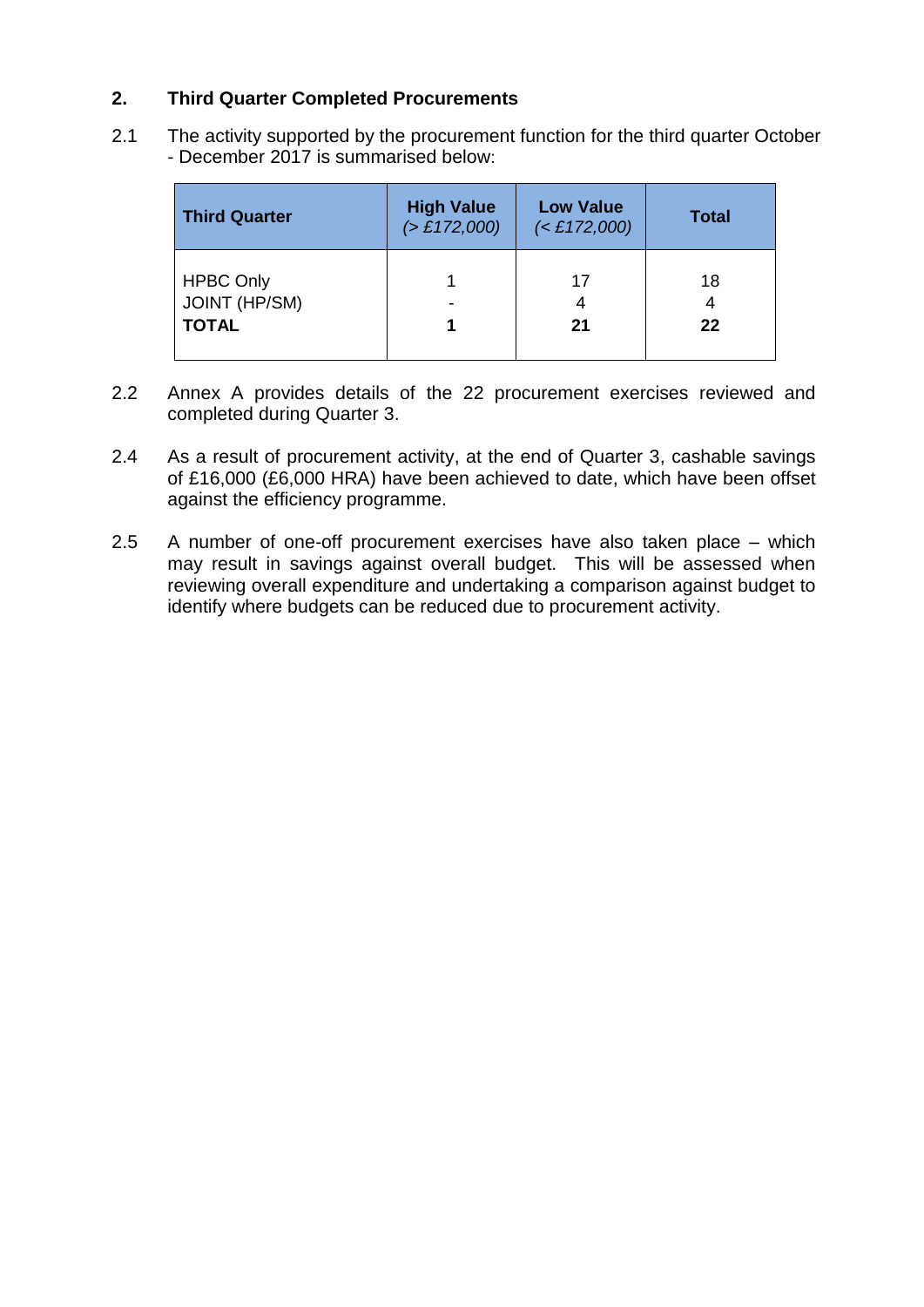## 2. Third Quarter Completed Procurements

2.1 The activity supported by the procurement function for the third quarter October - December 2017 is summarised below:

| Third Quarter | High Value *(> £172,000)* | Low Value *(< £172,000)* | Total |
|---|---|---|---|
| HPBC Only | 1 | 17 | 18 |
| JOINT (HP/SM) | - | 4 | 4 |
| **TOTAL** | **1** | **21** | **22** |

2.2 Annex A provides details of the 22 procurement exercises reviewed and completed during Quarter 3.

2.4 As a result of procurement activity, at the end of Quarter 3, cashable savings of £16,000 (£6,000 HRA) have been achieved to date, which have been offset against the efficiency programme.

2.5 A number of one-off procurement exercises have also taken place – which may result in savings against overall budget. This will be assessed when reviewing overall expenditure and undertaking a comparison against budget to identify where budgets can be reduced due to procurement activity.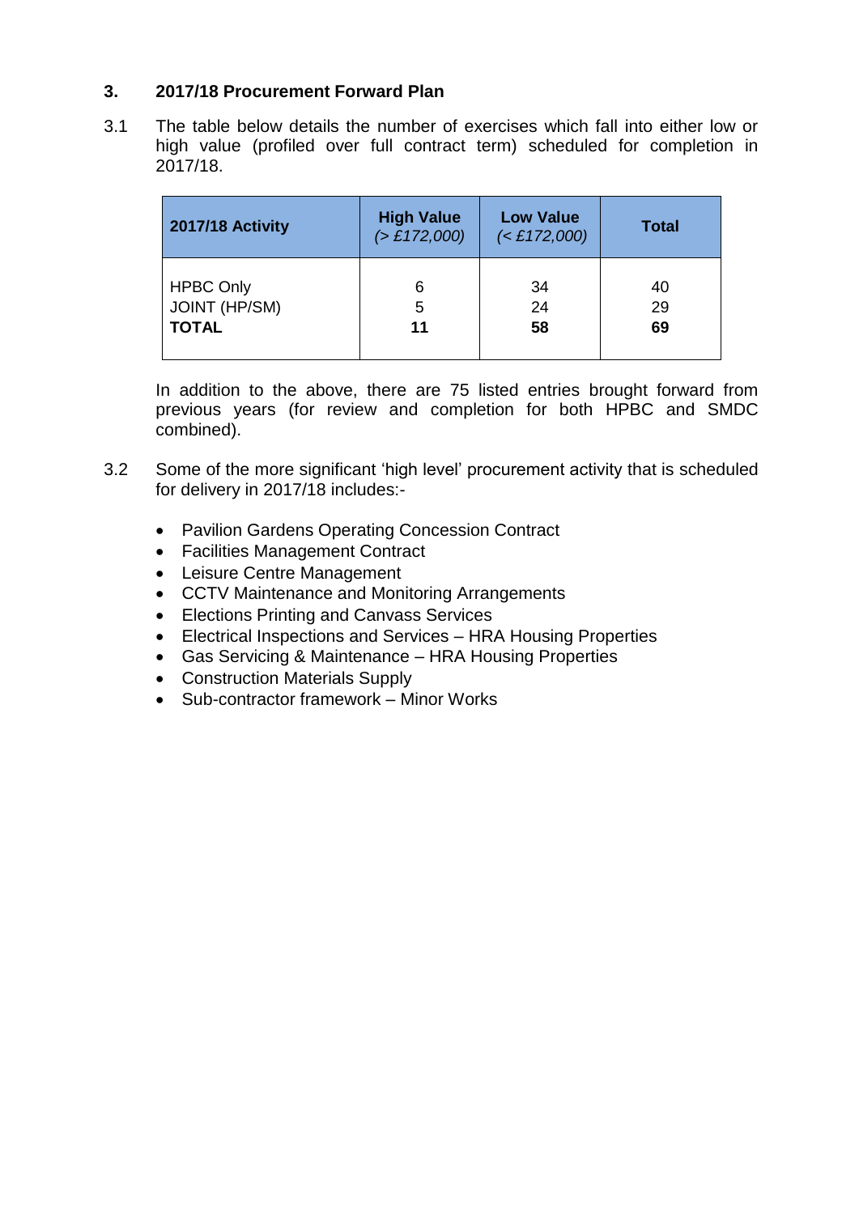## 3. 2017/18 Procurement Forward Plan

3.1 The table below details the number of exercises which fall into either low or high value (profiled over full contract term) scheduled for completion in 2017/18.

| 2017/18 Activity | High Value *(> £172,000)* | Low Value *(< £172,000)* | Total |
|---|---|---|---|
| HPBC Only | 6 | 34 | 40 |
| JOINT (HP/SM) | 5 | 24 | 29 |
| **TOTAL** | **11** | **58** | **69** |

In addition to the above, there are 75 listed entries brought forward from previous years (for review and completion for both HPBC and SMDC combined).

3.2 Some of the more significant 'high level' procurement activity that is scheduled for delivery in 2017/18 includes:-

- Pavilion Gardens Operating Concession Contract
- Facilities Management Contract
- Leisure Centre Management
- CCTV Maintenance and Monitoring Arrangements
- Elections Printing and Canvass Services
- Electrical Inspections and Services – HRA Housing Properties
- Gas Servicing & Maintenance – HRA Housing Properties
- Construction Materials Supply
- Sub-contractor framework – Minor Works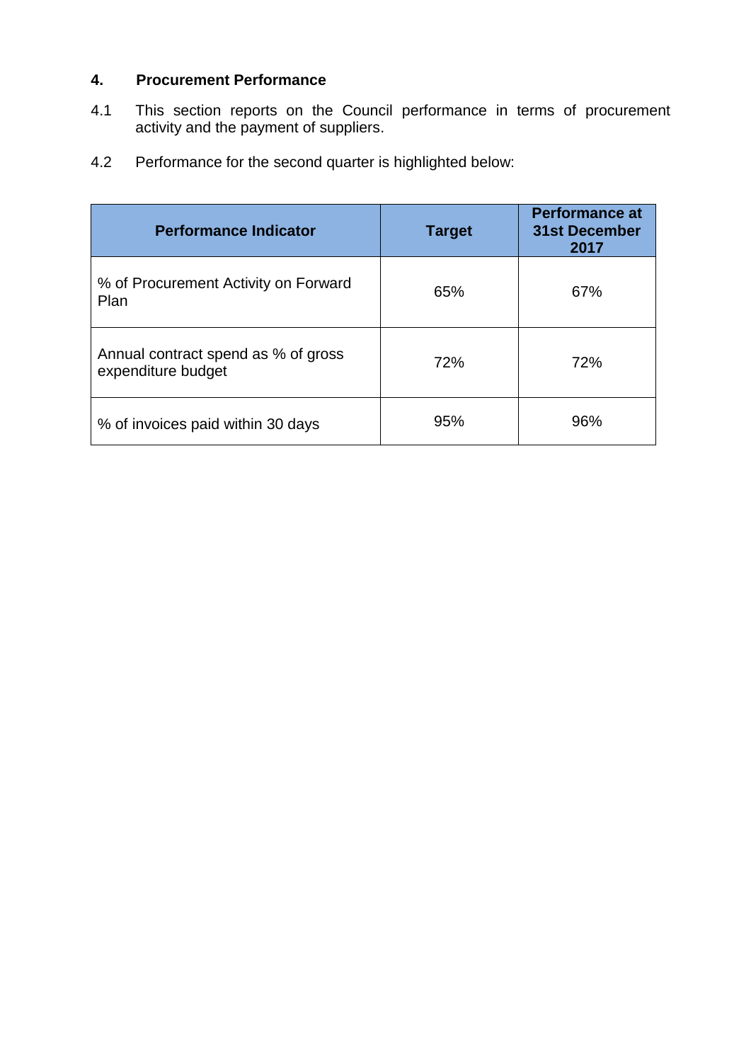## 4. Procurement Performance

4.1 This section reports on the Council performance in terms of procurement activity and the payment of suppliers.

4.2 Performance for the second quarter is highlighted below:

| Performance Indicator | Target | Performance at 31st December 2017 |
|---|---|---|
| % of Procurement Activity on Forward Plan | 65% | 67% |
| Annual contract spend as % of gross expenditure budget | 72% | 72% |
| % of invoices paid within 30 days | 95% | 96% |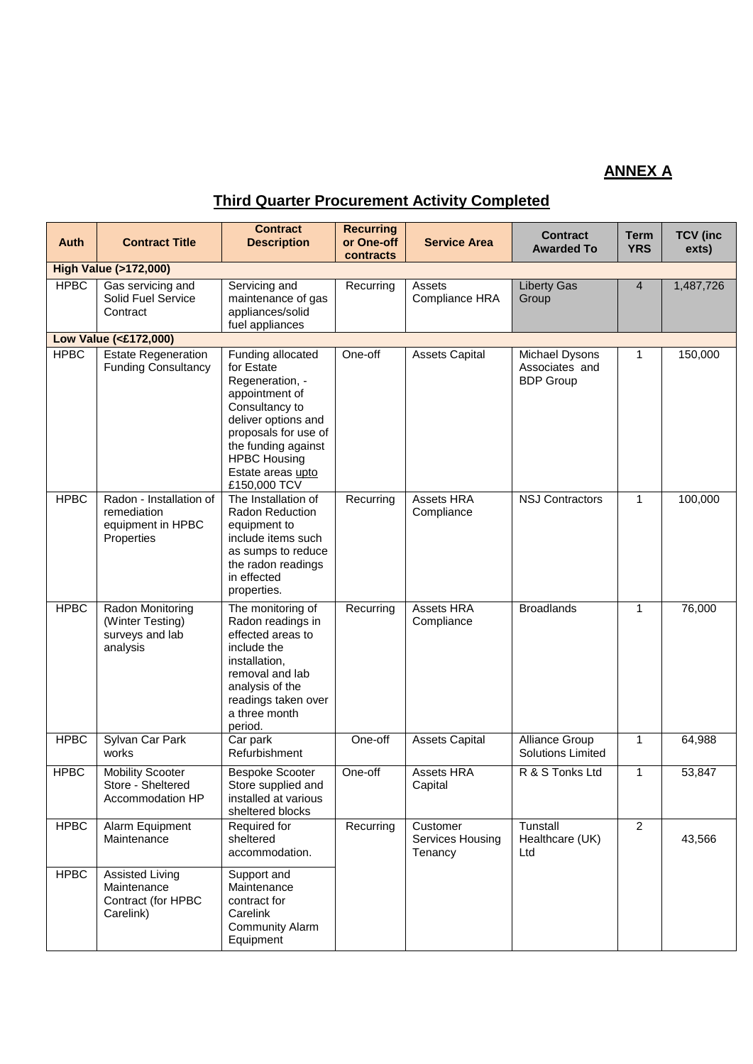**ANNEX A**

## Third Quarter Procurement Activity Completed

| Auth | Contract Title | Contract Description | Recurring or One-off contracts | Service Area | Contract Awarded To | Term YRS | TCV (inc exts) |
|---|---|---|---|---|---|---|---|
| **High Value (>172,000)** | | | | | | | |
| HPBC | Gas servicing and Solid Fuel Service Contract | Servicing and maintenance of gas appliances/solid fuel appliances | Recurring | Assets Compliance HRA | Liberty Gas Group | 4 | 1,487,726 |
| **Low Value (<£172,000)** | | | | | | | |
| HPBC | Estate Regeneration Funding Consultancy | Funding allocated for Estate Regeneration, - appointment of Consultancy to deliver options and proposals for use of the funding against HPBC Housing Estate areas upto £150,000 TCV | One-off | Assets Capital | Michael Dysons Associates and BDP Group | 1 | 150,000 |
| HPBC | Radon - Installation of remediation equipment in HPBC Properties | The Installation of Radon Reduction equipment to include items such as sumps to reduce the radon readings in effected properties. | Recurring | Assets HRA Compliance | NSJ Contractors | 1 | 100,000 |
| HPBC | Radon Monitoring (Winter Testing) surveys and lab analysis | The monitoring of Radon readings in effected areas to include the installation, removal and lab analysis of the readings taken over a three month period. | Recurring | Assets HRA Compliance | Broadlands | 1 | 76,000 |
| HPBC | Sylvan Car Park works | Car park Refurbishment | One-off | Assets Capital | Alliance Group Solutions Limited | 1 | 64,988 |
| HPBC | Mobility Scooter Store - Sheltered Accommodation HP | Bespoke Scooter Store supplied and installed at various sheltered blocks | One-off | Assets HRA Capital | R & S Tonks Ltd | 1 | 53,847 |
| HPBC | Alarm Equipment Maintenance | Required for sheltered accommodation. | Recurring | Customer Services Housing Tenancy | Tunstall Healthcare (UK) Ltd | 2 | 43,566 |
| HPBC | Assisted Living Maintenance Contract (for HPBC Carelink) | Support and Maintenance contract for Carelink Community Alarm Equipment | | | | | |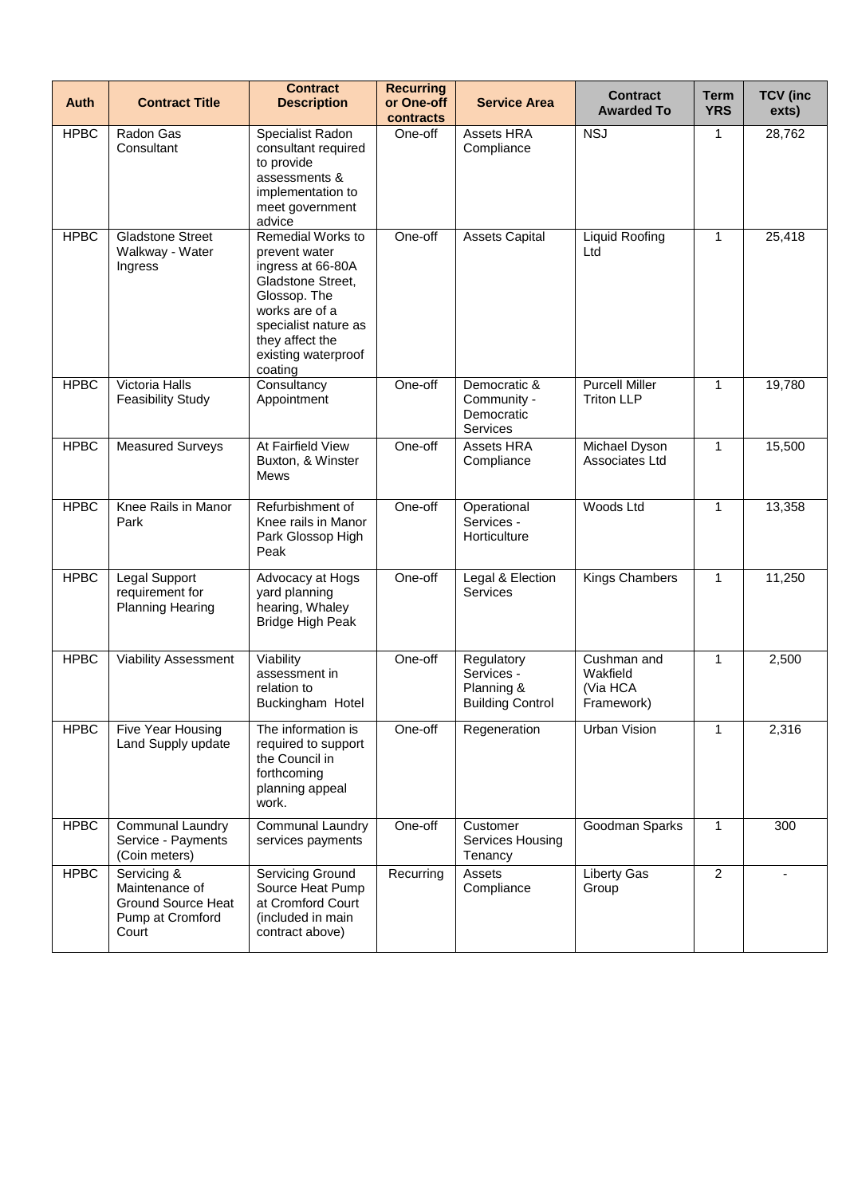| Auth | Contract Title | Contract Description | Recurring or One-off contracts | Service Area | Contract Awarded To | Term YRS | TCV (inc exts) |
|---|---|---|---|---|---|---|---|
| HPBC | Radon Gas Consultant | Specialist Radon consultant required to provide assessments & implementation to meet government advice | One-off | Assets HRA Compliance | NSJ | 1 | 28,762 |
| HPBC | Gladstone Street Walkway - Water Ingress | Remedial Works to prevent water ingress at 66-80A Gladstone Street, Glossop. The works are of a specialist nature as they affect the existing waterproof coating | One-off | Assets Capital | Liquid Roofing Ltd | 1 | 25,418 |
| HPBC | Victoria Halls Feasibility Study | Consultancy Appointment | One-off | Democratic & Community - Democratic Services | Purcell Miller Triton LLP | 1 | 19,780 |
| HPBC | Measured Surveys | At Fairfield View Buxton, & Winster Mews | One-off | Assets HRA Compliance | Michael Dyson Associates Ltd | 1 | 15,500 |
| HPBC | Knee Rails in Manor Park | Refurbishment of Knee rails in Manor Park Glossop High Peak | One-off | Operational Services - Horticulture | Woods Ltd | 1 | 13,358 |
| HPBC | Legal Support requirement for Planning Hearing | Advocacy at Hogs yard planning hearing, Whaley Bridge High Peak | One-off | Legal & Election Services | Kings Chambers | 1 | 11,250 |
| HPBC | Viability Assessment | Viability assessment in relation to Buckingham Hotel | One-off | Regulatory Services - Planning & Building Control | Cushman and Wakfield (Via HCA Framework) | 1 | 2,500 |
| HPBC | Five Year Housing Land Supply update | The information is required to support the Council in forthcoming planning appeal work. | One-off | Regeneration | Urban Vision | 1 | 2,316 |
| HPBC | Communal Laundry Service - Payments (Coin meters) | Communal Laundry services payments | One-off | Customer Services Housing Tenancy | Goodman Sparks | 1 | 300 |
| HPBC | Servicing & Maintenance of Ground Source Heat Pump at Cromford Court | Servicing Ground Source Heat Pump at Cromford Court (included in main contract above) | Recurring | Assets Compliance | Liberty Gas Group | 2 | - |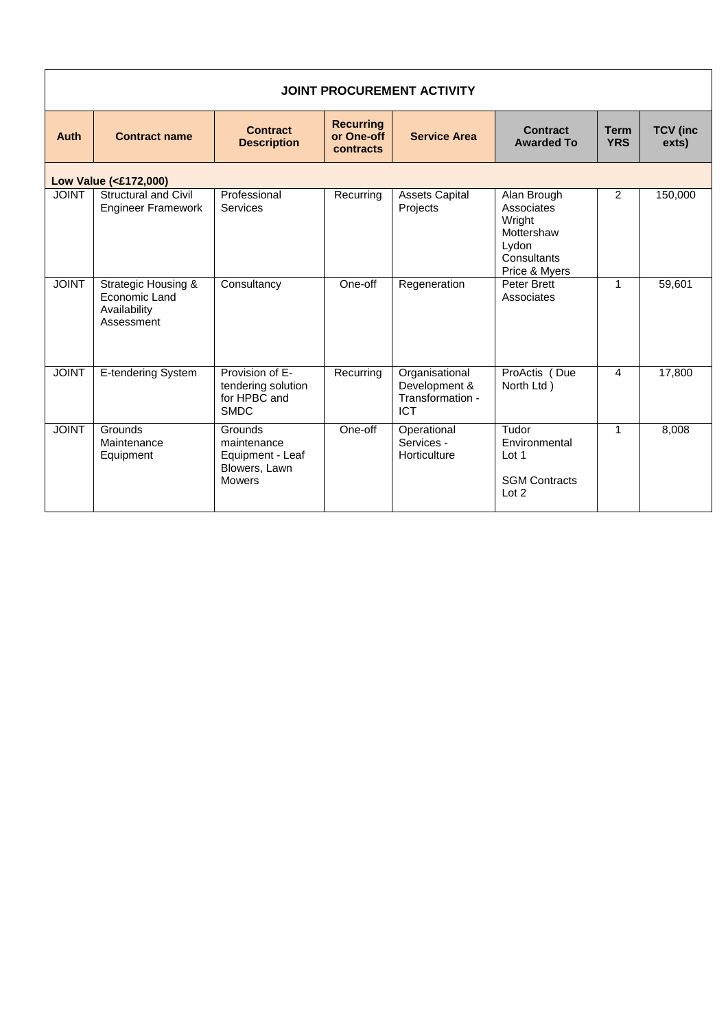| JOINT PROCUREMENT ACTIVITY | | | | | | | |
|---|---|---|---|---|---|---|---|
| **Auth** | **Contract name** | **Contract Description** | **Recurring or One-off contracts** | **Service Area** | **Contract Awarded To** | **Term YRS** | **TCV (inc exts)** |
| **Low Value (<£172,000)** | | | | | | | |
| JOINT | Structural and Civil Engineer Framework | Professional Services | Recurring | Assets Capital Projects | Alan Brough Associates Wright Mottershaw Lydon Consultants Price & Myers | 2 | 150,000 |
| JOINT | Strategic Housing & Economic Land Availability Assessment | Consultancy | One-off | Regeneration | Peter Brett Associates | 1 | 59,601 |
| JOINT | E-tendering System | Provision of E-tendering solution for HPBC and SMDC | Recurring | Organisational Development & Transformation - ICT | ProActis ( Due North Ltd ) | 4 | 17,800 |
| JOINT | Grounds Maintenance Equipment | Grounds maintenance Equipment - Leaf Blowers, Lawn Mowers | One-off | Operational Services - Horticulture | Tudor Environmental Lot 1<br><br>SGM Contracts Lot 2 | 1 | 8,008 |